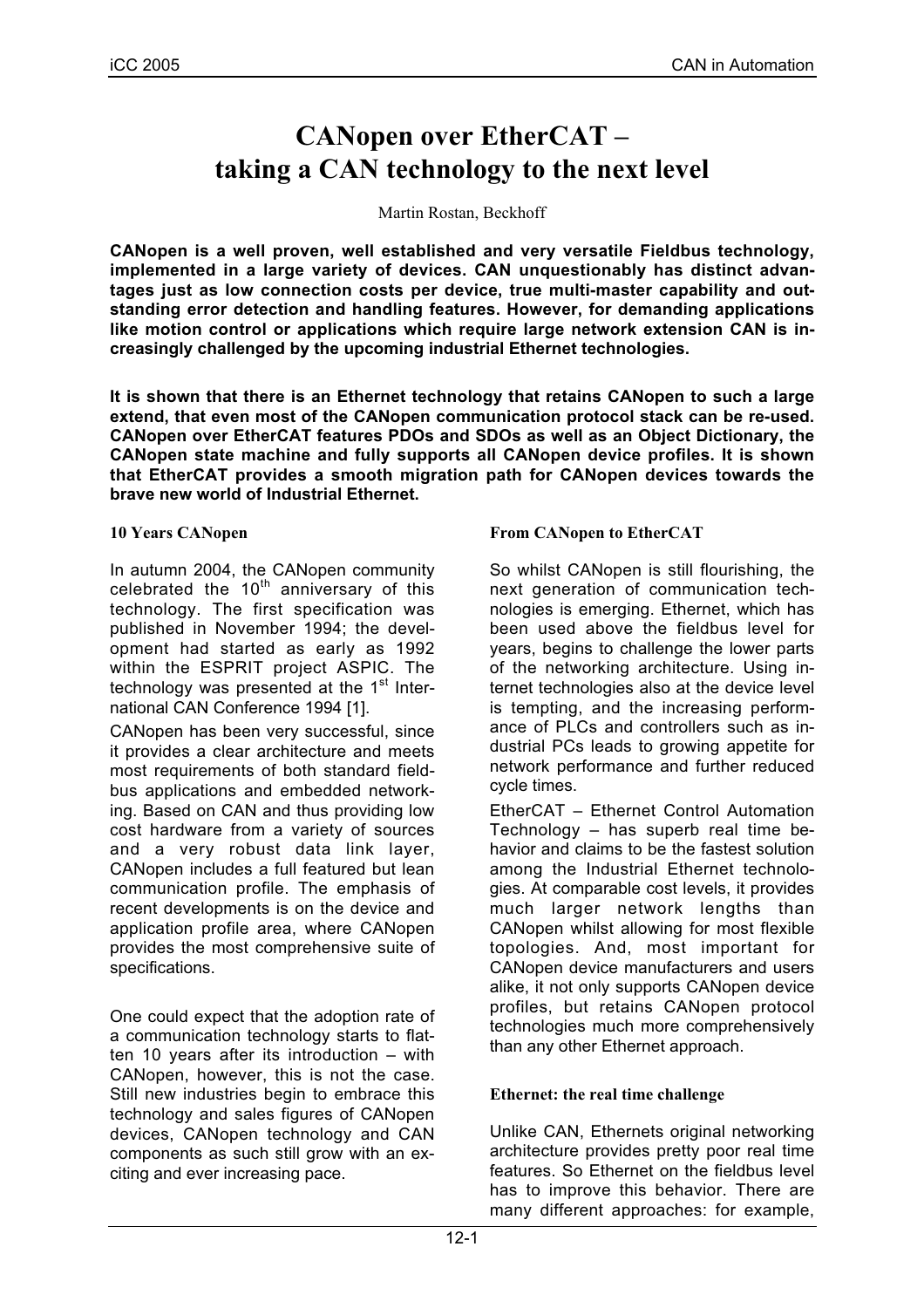# CANopen over EtherCAT – taking a CAN technology to the next level

Martin Rostan, Beckhoff

**CANopen is a well proven, well established and very versatile Fieldbus technology, implemented in a large variety of devices. CAN unquestionably has distinct advantages just as low connection costs per device, true multi-master capability and outstanding error detection and handling features. However, for demanding applications like motion control or applications which require large network extension CAN is increasingly challenged by the upcoming industrial Ethernet technologies.**

**It is shown that there is an Ethernet technology that retains CANopen to such a large extend, that even most of the CANopen communication protocol stack can be re-used. CANopen over EtherCAT features PDOs and SDOs as well as an Object Dictionary, the CANopen state machine and fully supports all CANopen device profiles. It is shown that EtherCAT provides a smooth migration path for CANopen devices towards the brave new world of Industrial Ethernet.**

## 10 Years CANopen

In autumn 2004, the CANopen community celebrated the 10th anniversary of this technology. The first specification was published in November 1994; the development had started as early as 1992 within the ESPRIT project ASPIC. The technology was presented at the 1st International CAN Conference 1994 [1].

CANopen has been very successful, since it provides a clear architecture and meets most requirements of both standard fieldbus applications and embedded networking. Based on CAN and thus providing low cost hardware from a variety of sources and a very robust data link layer, CANopen includes a full featured but lean communication profile. The emphasis of recent developments is on the device and application profile area, where CANopen provides the most comprehensive suite of specifications.

One could expect that the adoption rate of a communication technology starts to flatten 10 years after its introduction – with CANopen, however, this is not the case. Still new industries begin to embrace this technology and sales figures of CANopen devices, CANopen technology and CAN components as such still grow with an exciting and ever increasing pace.

## From CANopen to EtherCAT

So whilst CANopen is still flourishing, the next generation of communication technologies is emerging. Ethernet, which has been used above the fieldbus level for years, begins to challenge the lower parts of the networking architecture. Using internet technologies also at the device level is tempting, and the increasing performance of PLCs and controllers such as industrial PCs leads to growing appetite for network performance and further reduced cycle times.

EtherCAT – Ethernet Control Automation Technology – has superb real time behavior and claims to be the fastest solution among the Industrial Ethernet technologies. At comparable cost levels, it provides much larger network lengths than CANopen whilst allowing for most flexible topologies. And, most important for CANopen device manufacturers and users alike, it not only supports CANopen device profiles, but retains CANopen protocol technologies much more comprehensively than any other Ethernet approach.

## Ethernet: the real time challenge

Unlike CAN, Ethernets original networking architecture provides pretty poor real time features. So Ethernet on the fieldbus level has to improve this behavior. There are many different approaches: for example,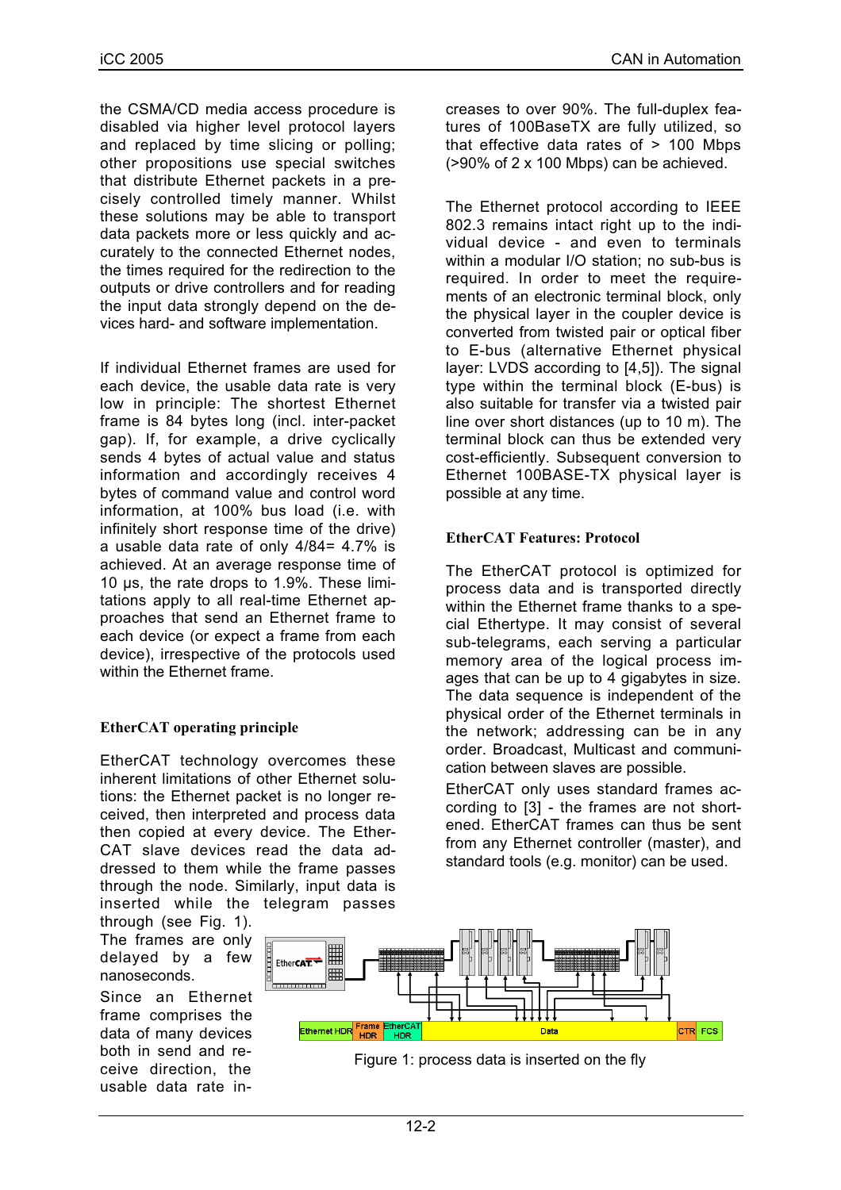the CSMA/CD media access procedure is disabled via higher level protocol layers and replaced by time slicing or polling; other propositions use special switches that distribute Ethernet packets in a precisely controlled timely manner. Whilst these solutions may be able to transport data packets more or less quickly and accurately to the connected Ethernet nodes, the times required for the redirection to the outputs or drive controllers and for reading the input data strongly depend on the devices hard- and software implementation.

If individual Ethernet frames are used for each device, the usable data rate is very low in principle: The shortest Ethernet frame is 84 bytes long (incl. inter-packet gap). If, for example, a drive cyclically sends 4 bytes of actual value and status information and accordingly receives 4 bytes of command value and control word information, at 100% bus load (i.e. with infinitely short response time of the drive) a usable data rate of only 4/84= 4.7% is achieved. At an average response time of 10 µs, the rate drops to 1.9%. These limitations apply to all real-time Ethernet approaches that send an Ethernet frame to each device (or expect a frame from each device), irrespective of the protocols used within the Ethernet frame.

## EtherCAT operating principle

EtherCAT technology overcomes these inherent limitations of other Ethernet solutions: the Ethernet packet is no longer received, then interpreted and process data then copied at every device. The EtherCAT slave devices read the data addressed to them while the frame passes through the node. Similarly, input data is inserted while the telegram passes through (see Fig. 1). The frames are only delayed by a few nanoseconds.

Since an Ethernet frame comprises the data of many devices both in send and receive direction, the usable data rate increases to over 90%. The full-duplex features of 100BaseTX are fully utilized, so that effective data rates of > 100 Mbps (>90% of 2 x 100 Mbps) can be achieved.

Figure 1: process data is inserted on the fly

The Ethernet protocol according to IEEE 802.3 remains intact right up to the individual device - and even to terminals within a modular I/O station; no sub-bus is required. In order to meet the requirements of an electronic terminal block, only the physical layer in the coupler device is converted from twisted pair or optical fiber to E-bus (alternative Ethernet physical layer: LVDS according to [4,5]). The signal type within the terminal block (E-bus) is also suitable for transfer via a twisted pair line over short distances (up to 10 m). The terminal block can thus be extended very cost-efficiently. Subsequent conversion to Ethernet 100BASE-TX physical layer is possible at any time.

## EtherCAT Features: Protocol

The EtherCAT protocol is optimized for process data and is transported directly within the Ethernet frame thanks to a special Ethertype. It may consist of several sub-telegrams, each serving a particular memory area of the logical process images that can be up to 4 gigabytes in size. The data sequence is independent of the physical order of the Ethernet terminals in the network; addressing can be in any order. Broadcast, Multicast and communication between slaves are possible.

EtherCAT only uses standard frames according to [3] - the frames are not shortened. EtherCAT frames can thus be sent from any Ethernet controller (master), and standard tools (e.g. monitor) can be used.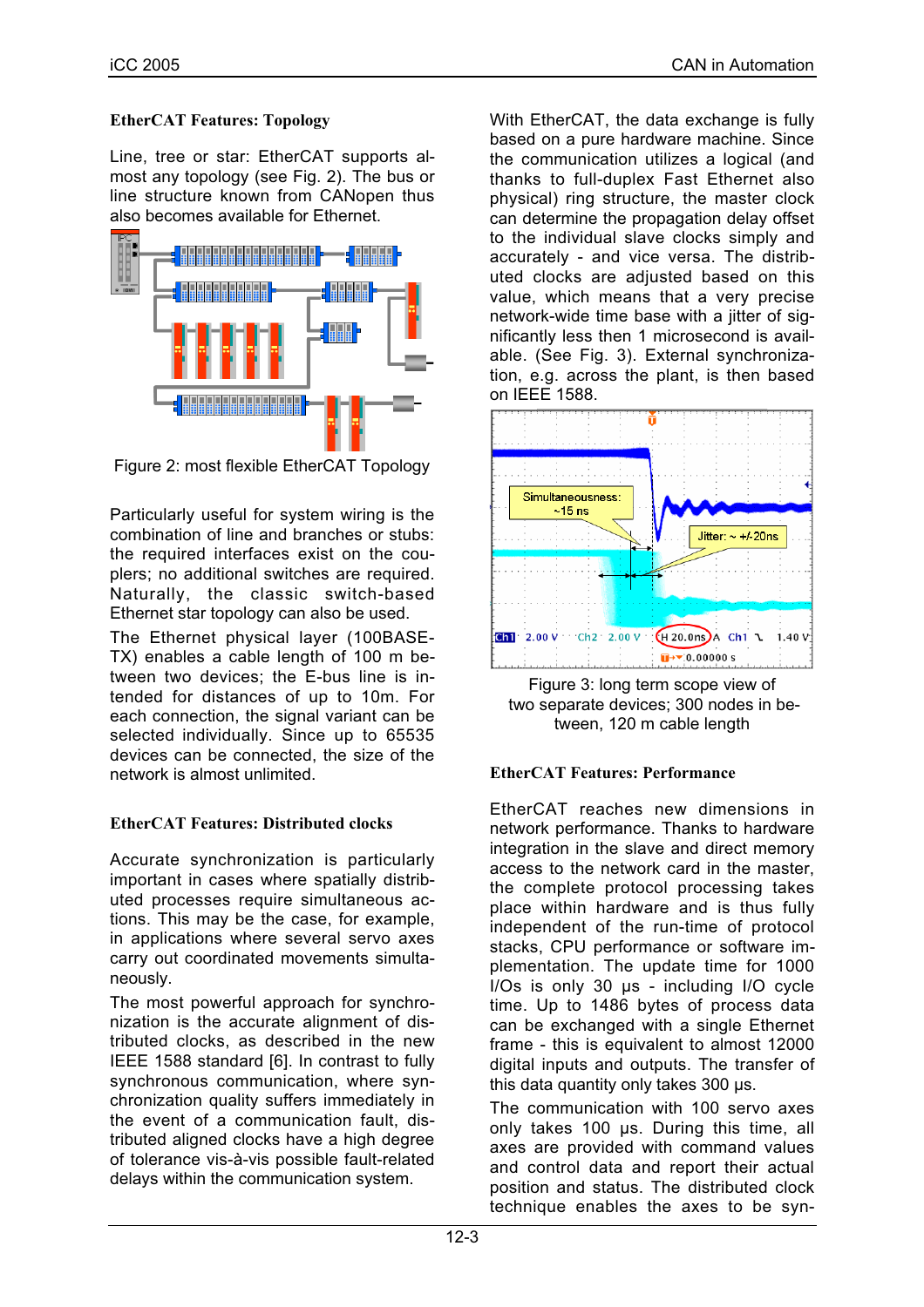### EtherCAT Features: Topology

Line, tree or star: EtherCAT supports almost any topology (see Fig. 2). The bus or line structure known from CANopen thus also becomes available for Ethernet.

Figure 2: most flexible EtherCAT Topology

Particularly useful for system wiring is the combination of line and branches or stubs: the required interfaces exist on the couplers; no additional switches are required. Naturally, the classic switch-based Ethernet star topology can also be used.

The Ethernet physical layer (100BASE-TX) enables a cable length of 100 m between two devices; the E-bus line is intended for distances of up to 10m. For each connection, the signal variant can be selected individually. Since up to 65535 devices can be connected, the size of the network is almost unlimited.

### EtherCAT Features: Distributed clocks

Accurate synchronization is particularly important in cases where spatially distributed processes require simultaneous actions. This may be the case, for example, in applications where several servo axes carry out coordinated movements simultaneously.

The most powerful approach for synchronization is the accurate alignment of distributed clocks, as described in the new IEEE 1588 standard [6]. In contrast to fully synchronous communication, where synchronization quality suffers immediately in the event of a communication fault, distributed aligned clocks have a high degree of tolerance vis-à-vis possible fault-related delays within the communication system.

With EtherCAT, the data exchange is fully based on a pure hardware machine. Since the communication utilizes a logical (and thanks to full-duplex Fast Ethernet also physical) ring structure, the master clock can determine the propagation delay offset to the individual slave clocks simply and accurately - and vice versa. The distributed clocks are adjusted based on this value, which means that a very precise network-wide time base with a jitter of significantly less then 1 microsecond is available. (See Fig. 3). External synchronization, e.g. across the plant, is then based on IEEE 1588.

Figure 3: long term scope view of two separate devices; 300 nodes in between, 120 m cable length

### EtherCAT Features: Performance

EtherCAT reaches new dimensions in network performance. Thanks to hardware integration in the slave and direct memory access to the network card in the master, the complete protocol processing takes place within hardware and is thus fully independent of the run-time of protocol stacks, CPU performance or software implementation. The update time for 1000 I/Os is only 30 µs - including I/O cycle time. Up to 1486 bytes of process data can be exchanged with a single Ethernet frame - this is equivalent to almost 12000 digital inputs and outputs. The transfer of this data quantity only takes 300 µs.

The communication with 100 servo axes only takes 100 µs. During this time, all axes are provided with command values and control data and report their actual position and status. The distributed clock technique enables the axes to be syn-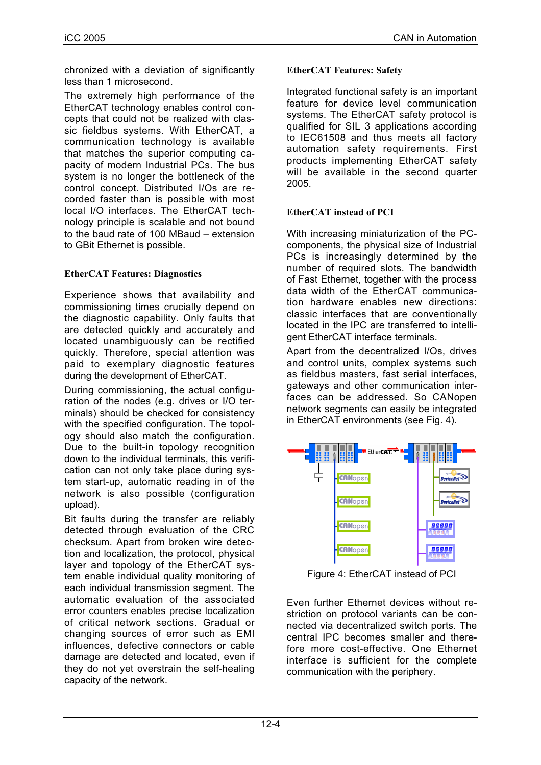chronized with a deviation of significantly less than 1 microsecond.

The extremely high performance of the EtherCAT technology enables control concepts that could not be realized with classic fieldbus systems. With EtherCAT, a communication technology is available that matches the superior computing capacity of modern Industrial PCs. The bus system is no longer the bottleneck of the control concept. Distributed I/Os are recorded faster than is possible with most local I/O interfaces. The EtherCAT technology principle is scalable and not bound to the baud rate of 100 MBaud – extension to GBit Ethernet is possible.

### EtherCAT Features: Diagnostics

Experience shows that availability and commissioning times crucially depend on the diagnostic capability. Only faults that are detected quickly and accurately and located unambiguously can be rectified quickly. Therefore, special attention was paid to exemplary diagnostic features during the development of EtherCAT.

During commissioning, the actual configuration of the nodes (e.g. drives or I/O terminals) should be checked for consistency with the specified configuration. The topology should also match the configuration. Due to the built-in topology recognition down to the individual terminals, this verification can not only take place during system start-up, automatic reading in of the network is also possible (configuration upload).

Bit faults during the transfer are reliably detected through evaluation of the CRC checksum. Apart from broken wire detection and localization, the protocol, physical layer and topology of the EtherCAT system enable individual quality monitoring of each individual transmission segment. The automatic evaluation of the associated error counters enables precise localization of critical network sections. Gradual or changing sources of error such as EMI influences, defective connectors or cable damage are detected and located, even if they do not yet overstrain the self-healing capacity of the network.

### EtherCAT Features: Safety

Integrated functional safety is an important feature for device level communication systems. The EtherCAT safety protocol is qualified for SIL 3 applications according to IEC61508 and thus meets all factory automation safety requirements. First products implementing EtherCAT safety will be available in the second quarter 2005.

### EtherCAT instead of PCI

With increasing miniaturization of the PC-components, the physical size of Industrial PCs is increasingly determined by the number of required slots. The bandwidth of Fast Ethernet, together with the process data width of the EtherCAT communication hardware enables new directions: classic interfaces that are conventionally located in the IPC are transferred to intelligent EtherCAT interface terminals.

Apart from the decentralized I/Os, drives and control units, complex systems such as fieldbus masters, fast serial interfaces, gateways and other communication interfaces can be addressed. So CANopen network segments can easily be integrated in EtherCAT environments (see Fig. 4).

Figure 4: EtherCAT instead of PCI

Even further Ethernet devices without restriction on protocol variants can be connected via decentralized switch ports. The central IPC becomes smaller and therefore more cost-effective. One Ethernet interface is sufficient for the complete communication with the periphery.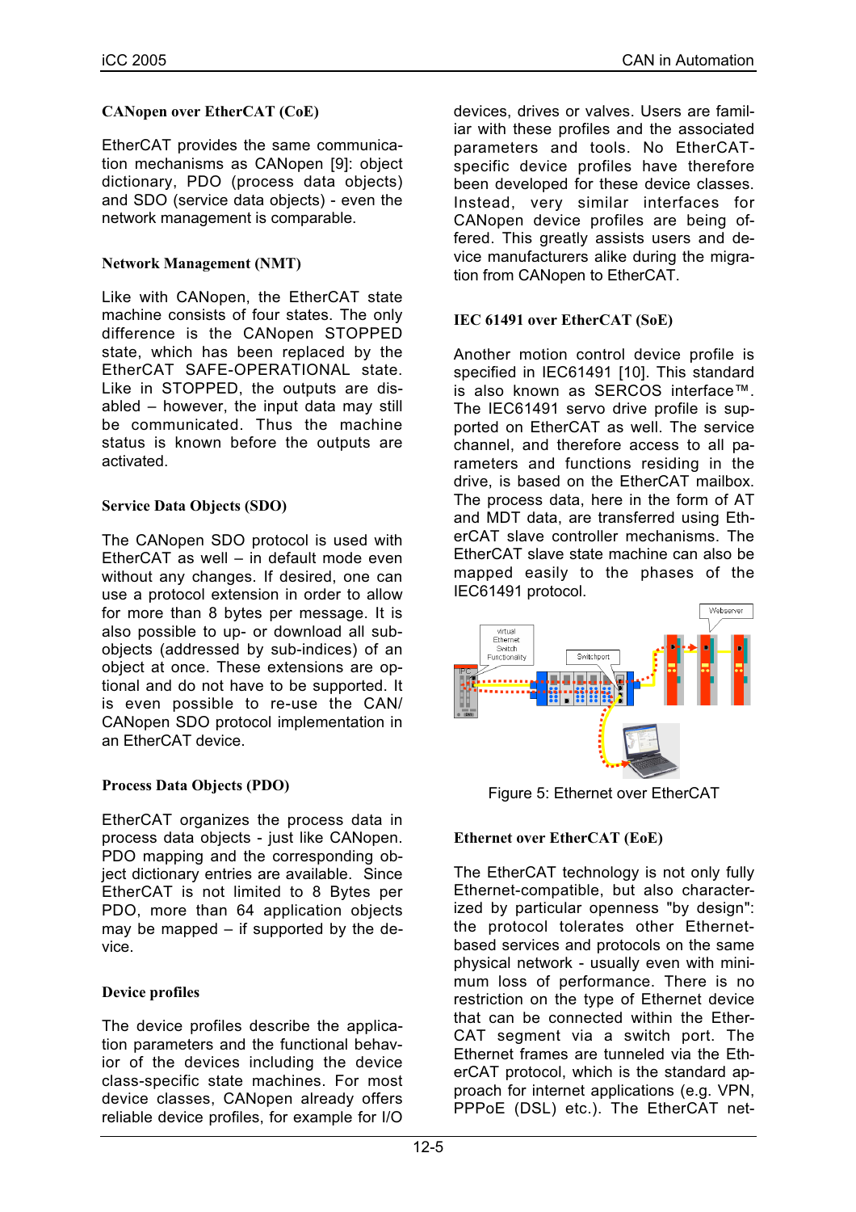### CANopen over EtherCAT (CoE)

EtherCAT provides the same communication mechanisms as CANopen [9]: object dictionary, PDO (process data objects) and SDO (service data objects) - even the network management is comparable.

### Network Management (NMT)

Like with CANopen, the EtherCAT state machine consists of four states. The only difference is the CANopen STOPPED state, which has been replaced by the EtherCAT SAFE-OPERATIONAL state. Like in STOPPED, the outputs are disabled – however, the input data may still be communicated. Thus the machine status is known before the outputs are activated.

### Service Data Objects (SDO)

The CANopen SDO protocol is used with EtherCAT as well – in default mode even without any changes. If desired, one can use a protocol extension in order to allow for more than 8 bytes per message. It is also possible to up- or download all sub-objects (addressed by sub-indices) of an object at once. These extensions are optional and do not have to be supported. It is even possible to re-use the CAN/CANopen SDO protocol implementation in an EtherCAT device.

### Process Data Objects (PDO)

EtherCAT organizes the process data in process data objects - just like CANopen. PDO mapping and the corresponding object dictionary entries are available. Since EtherCAT is not limited to 8 Bytes per PDO, more than 64 application objects may be mapped – if supported by the device.

### Device profiles

The device profiles describe the application parameters and the functional behavior of the devices including the device class-specific state machines. For most device classes, CANopen already offers reliable device profiles, for example for I/O devices, drives or valves. Users are familiar with these profiles and the associated parameters and tools. No EtherCAT-specific device profiles have therefore been developed for these device classes. Instead, very similar interfaces for CANopen device profiles are being offered. This greatly assists users and device manufacturers alike during the migration from CANopen to EtherCAT.

### IEC 61491 over EtherCAT (SoE)

Another motion control device profile is specified in IEC61491 [10]. This standard is also known as SERCOS interface™. The IEC61491 servo drive profile is supported on EtherCAT as well. The service channel, and therefore access to all parameters and functions residing in the drive, is based on the EtherCAT mailbox. The process data, here in the form of AT and MDT data, are transferred using EtherCAT slave controller mechanisms. The EtherCAT slave state machine can also be mapped easily to the phases of the IEC61491 protocol.

Figure 5: Ethernet over EtherCAT

### Ethernet over EtherCAT (EoE)

The EtherCAT technology is not only fully Ethernet-compatible, but also characterized by particular openness "by design": the protocol tolerates other Ethernet-based services and protocols on the same physical network - usually even with minimum loss of performance. There is no restriction on the type of Ethernet device that can be connected within the EtherCAT segment via a switch port. The Ethernet frames are tunneled via the EtherCAT protocol, which is the standard approach for internet applications (e.g. VPN, PPPoE (DSL) etc.). The EtherCAT net-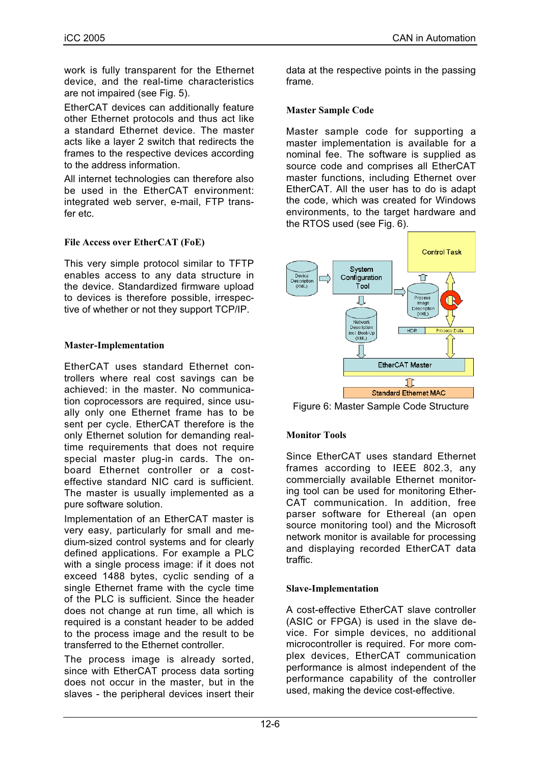work is fully transparent for the Ethernet device, and the real-time characteristics are not impaired (see Fig. 5).

EtherCAT devices can additionally feature other Ethernet protocols and thus act like a standard Ethernet device. The master acts like a layer 2 switch that redirects the frames to the respective devices according to the address information.

All internet technologies can therefore also be used in the EtherCAT environment: integrated web server, e-mail, FTP transfer etc.

### File Access over EtherCAT (FoE)

This very simple protocol similar to TFTP enables access to any data structure in the device. Standardized firmware upload to devices is therefore possible, irrespective of whether or not they support TCP/IP.

### Master-Implementation

EtherCAT uses standard Ethernet controllers where real cost savings can be achieved: in the master. No communication coprocessors are required, since usually only one Ethernet frame has to be sent per cycle. EtherCAT therefore is the only Ethernet solution for demanding real-time requirements that does not require special master plug-in cards. The on-board Ethernet controller or a cost-effective standard NIC card is sufficient. The master is usually implemented as a pure software solution.

Implementation of an EtherCAT master is very easy, particularly for small and medium-sized control systems and for clearly defined applications. For example a PLC with a single process image: if it does not exceed 1488 bytes, cyclic sending of a single Ethernet frame with the cycle time of the PLC is sufficient. Since the header does not change at run time, all which is required is a constant header to be added to the process image and the result to be transferred to the Ethernet controller.

The process image is already sorted, since with EtherCAT process data sorting does not occur in the master, but in the slaves - the peripheral devices insert their data at the respective points in the passing frame.

### Master Sample Code

Master sample code for supporting a master implementation is available for a nominal fee. The software is supplied as source code and comprises all EtherCAT master functions, including Ethernet over EtherCAT. All the user has to do is adapt the code, which was created for Windows environments, to the target hardware and the RTOS used (see Fig. 6).

Figure 6: Master Sample Code Structure

### Monitor Tools

Since EtherCAT uses standard Ethernet frames according to IEEE 802.3, any commercially available Ethernet monitoring tool can be used for monitoring EtherCAT communication. In addition, free parser software for Ethereal (an open source monitoring tool) and the Microsoft network monitor is available for processing and displaying recorded EtherCAT data traffic.

### Slave-Implementation

A cost-effective EtherCAT slave controller (ASIC or FPGA) is used in the slave device. For simple devices, no additional microcontroller is required. For more complex devices, EtherCAT communication performance is almost independent of the performance capability of the controller used, making the device cost-effective.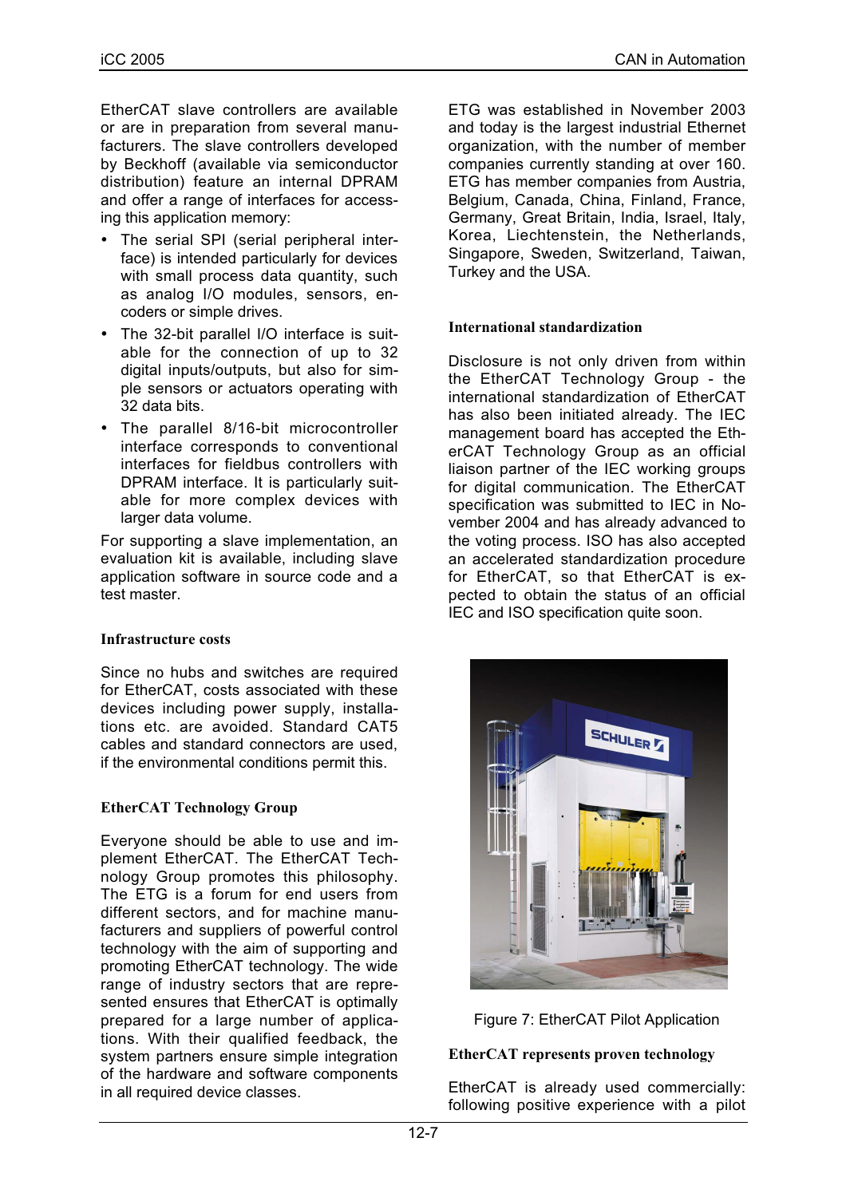EtherCAT slave controllers are available or are in preparation from several manufacturers. The slave controllers developed by Beckhoff (available via semiconductor distribution) feature an internal DPRAM and offer a range of interfaces for accessing this application memory:

- The serial SPI (serial peripheral interface) is intended particularly for devices with small process data quantity, such as analog I/O modules, sensors, encoders or simple drives.
- The 32-bit parallel I/O interface is suitable for the connection of up to 32 digital inputs/outputs, but also for simple sensors or actuators operating with 32 data bits.
- The parallel 8/16-bit microcontroller interface corresponds to conventional interfaces for fieldbus controllers with DPRAM interface. It is particularly suitable for more complex devices with larger data volume.

For supporting a slave implementation, an evaluation kit is available, including slave application software in source code and a test master.

**Infrastructure costs**

Since no hubs and switches are required for EtherCAT, costs associated with these devices including power supply, installations etc. are avoided. Standard CAT5 cables and standard connectors are used, if the environmental conditions permit this.

**EtherCAT Technology Group**

Everyone should be able to use and implement EtherCAT. The EtherCAT Technology Group promotes this philosophy. The ETG is a forum for end users from different sectors, and for machine manufacturers and suppliers of powerful control technology with the aim of supporting and promoting EtherCAT technology. The wide range of industry sectors that are represented ensures that EtherCAT is optimally prepared for a large number of applications. With their qualified feedback, the system partners ensure simple integration of the hardware and software components in all required device classes.

ETG was established in November 2003 and today is the largest industrial Ethernet organization, with the number of member companies currently standing at over 160. ETG has member companies from Austria, Belgium, Canada, China, Finland, France, Germany, Great Britain, India, Israel, Italy, Korea, Liechtenstein, the Netherlands, Singapore, Sweden, Switzerland, Taiwan, Turkey and the USA.

**International standardization**

Disclosure is not only driven from within the EtherCAT Technology Group - the international standardization of EtherCAT has also been initiated already. The IEC management board has accepted the EtherCAT Technology Group as an official liaison partner of the IEC working groups for digital communication. The EtherCAT specification was submitted to IEC in November 2004 and has already advanced to the voting process. ISO has also accepted an accelerated standardization procedure for EtherCAT, so that EtherCAT is expected to obtain the status of an official IEC and ISO specification quite soon.

Figure 7: EtherCAT Pilot Application

**EtherCAT represents proven technology**

EtherCAT is already used commercially: following positive experience with a pilot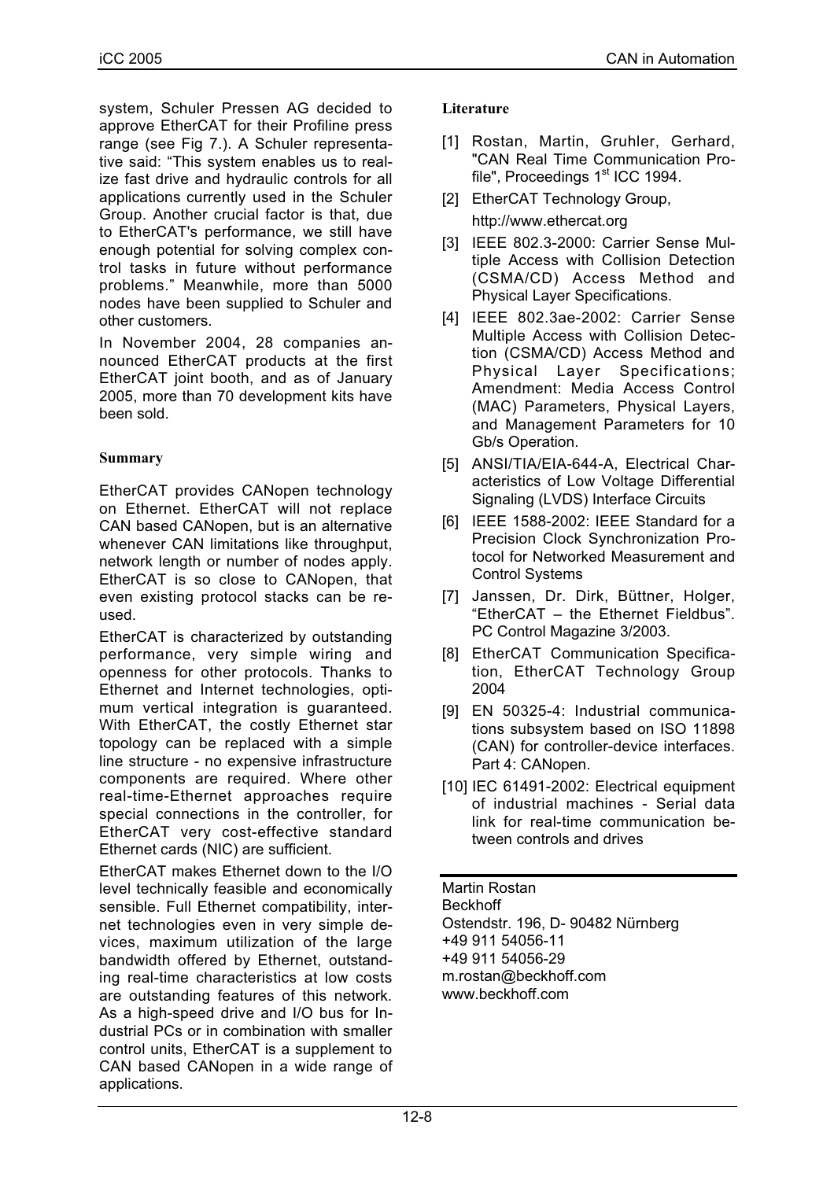system, Schuler Pressen AG decided to approve EtherCAT for their Profiline press range (see Fig 7.). A Schuler representative said: "This system enables us to realize fast drive and hydraulic controls for all applications currently used in the Schuler Group. Another crucial factor is that, due to EtherCAT's performance, we still have enough potential for solving complex control tasks in future without performance problems." Meanwhile, more than 5000 nodes have been supplied to Schuler and other customers.

In November 2004, 28 companies announced EtherCAT products at the first EtherCAT joint booth, and as of January 2005, more than 70 development kits have been sold.

## Summary

EtherCAT provides CANopen technology on Ethernet. EtherCAT will not replace CAN based CANopen, but is an alternative whenever CAN limitations like throughput, network length or number of nodes apply. EtherCAT is so close to CANopen, that even existing protocol stacks can be reused.

EtherCAT is characterized by outstanding performance, very simple wiring and openness for other protocols. Thanks to Ethernet and Internet technologies, optimum vertical integration is guaranteed. With EtherCAT, the costly Ethernet star topology can be replaced with a simple line structure - no expensive infrastructure components are required. Where other real-time-Ethernet approaches require special connections in the controller, for EtherCAT very cost-effective standard Ethernet cards (NIC) are sufficient.

EtherCAT makes Ethernet down to the I/O level technically feasible and economically sensible. Full Ethernet compatibility, internet technologies even in very simple devices, maximum utilization of the large bandwidth offered by Ethernet, outstanding real-time characteristics at low costs are outstanding features of this network. As a high-speed drive and I/O bus for Industrial PCs or in combination with smaller control units, EtherCAT is a supplement to CAN based CANopen in a wide range of applications.

## Literature

[1] Rostan, Martin, Gruhler, Gerhard, "CAN Real Time Communication Profile", Proceedings 1st ICC 1994.

[2] EtherCAT Technology Group, http://www.ethercat.org

[3] IEEE 802.3-2000: Carrier Sense Multiple Access with Collision Detection (CSMA/CD) Access Method and Physical Layer Specifications.

[4] IEEE 802.3ae-2002: Carrier Sense Multiple Access with Collision Detection (CSMA/CD) Access Method and Physical Layer Specifications; Amendment: Media Access Control (MAC) Parameters, Physical Layers, and Management Parameters for 10 Gb/s Operation.

[5] ANSI/TIA/EIA-644-A, Electrical Characteristics of Low Voltage Differential Signaling (LVDS) Interface Circuits

[6] IEEE 1588-2002: IEEE Standard for a Precision Clock Synchronization Protocol for Networked Measurement and Control Systems

[7] Janssen, Dr. Dirk, Büttner, Holger, "EtherCAT – the Ethernet Fieldbus". PC Control Magazine 3/2003.

[8] EtherCAT Communication Specification, EtherCAT Technology Group 2004

[9] EN 50325-4: Industrial communications subsystem based on ISO 11898 (CAN) for controller-device interfaces. Part 4: CANopen.

[10] IEC 61491-2002: Electrical equipment of industrial machines - Serial data link for real-time communication between controls and drives

---

Martin Rostan
Beckhoff
Ostendstr. 196, D- 90482 Nürnberg
+49 911 54056-11
+49 911 54056-29
m.rostan@beckhoff.com
www.beckhoff.com